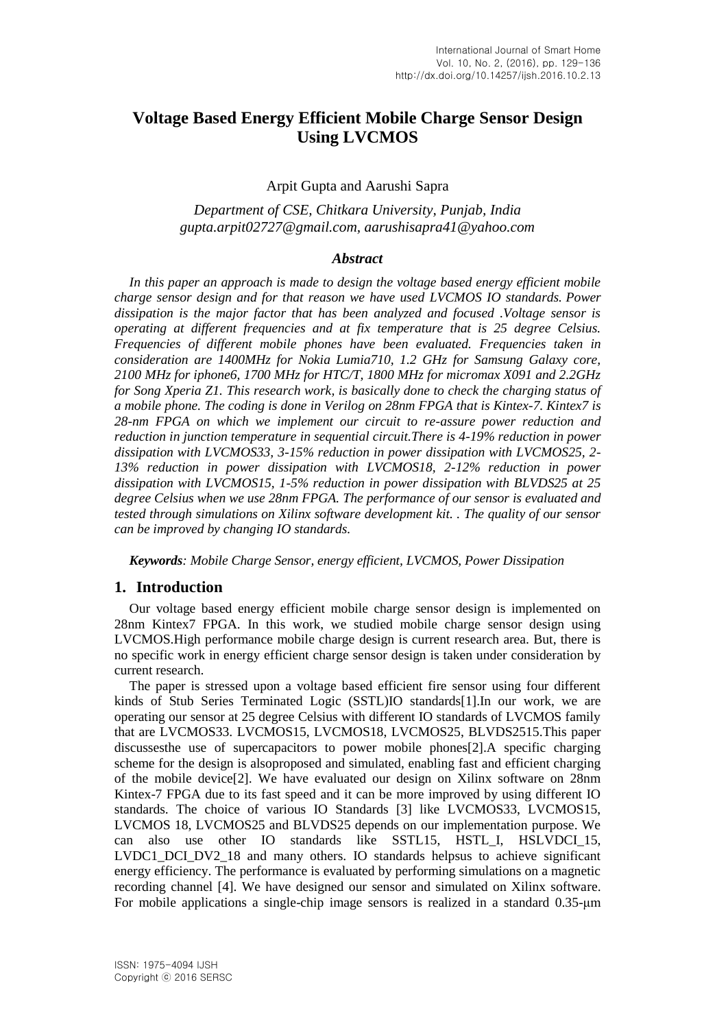# Voltage Based Energy Efficient Mobile Charge Sensor Design Using LVCMOS

Arpit Gupta and Aarushi Sapra

*Department of CSE, Chitkara University, Punjab, India*
*gupta.arpit02727@gmail.com, aarushisapra41@yahoo.com*

### *Abstract*

*In this paper an approach is made to design the voltage based energy efficient mobile charge sensor design and for that reason we have used LVCMOS IO standards. Power dissipation is the major factor that has been analyzed and focused .Voltage sensor is operating at different frequencies and at fix temperature that is 25 degree Celsius. Frequencies of different mobile phones have been evaluated. Frequencies taken in consideration are 1400MHz for Nokia Lumia710, 1.2 GHz for Samsung Galaxy core, 2100 MHz for iphone6, 1700 MHz for HTC/T, 1800 MHz for micromax X091 and 2.2GHz for Song Xperia Z1. This research work, is basically done to check the charging status of a mobile phone. The coding is done in Verilog on 28nm FPGA that is Kintex-7. Kintex7 is 28-nm FPGA on which we implement our circuit to re-assure power reduction and reduction in junction temperature in sequential circuit.There is 4-19% reduction in power dissipation with LVCMOS33, 3-15% reduction in power dissipation with LVCMOS25, 2-13% reduction in power dissipation with LVCMOS18, 2-12% reduction in power dissipation with LVCMOS15, 1-5% reduction in power dissipation with BLVDS25 at 25 degree Celsius when we use 28nm FPGA. The performance of our sensor is evaluated and tested through simulations on Xilinx software development kit. . The quality of our sensor can be improved by changing IO standards.*

***Keywords****: Mobile Charge Sensor, energy efficient, LVCMOS, Power Dissipation*

## 1. Introduction

Our voltage based energy efficient mobile charge sensor design is implemented on 28nm Kintex7 FPGA. In this work, we studied mobile charge sensor design using LVCMOS.High performance mobile charge design is current research area. But, there is no specific work in energy efficient charge sensor design is taken under consideration by current research.

The paper is stressed upon a voltage based efficient fire sensor using four different kinds of Stub Series Terminated Logic (SSTL)IO standards[1].In our work, we are operating our sensor at 25 degree Celsius with different IO standards of LVCMOS family that are LVCMOS33. LVCMOS15, LVCMOS18, LVCMOS25, BLVDS2515.This paper discussesthe use of supercapacitors to power mobile phones[2].A specific charging scheme for the design is alsoproposed and simulated, enabling fast and efficient charging of the mobile device[2]. We have evaluated our design on Xilinx software on 28nm Kintex-7 FPGA due to its fast speed and it can be more improved by using different IO standards. The choice of various IO Standards [3] like LVCMOS33, LVCMOS15, LVCMOS 18, LVCMOS25 and BLVDS25 depends on our implementation purpose. We can also use other IO standards like SSTL15, HSTL_I, HSLVDCI_15, LVDC1_DCI_DV2_18 and many others. IO standards helpsus to achieve significant energy efficiency. The performance is evaluated by performing simulations on a magnetic recording channel [4]. We have designed our sensor and simulated on Xilinx software. For mobile applications a single-chip image sensors is realized in a standard 0.35-μm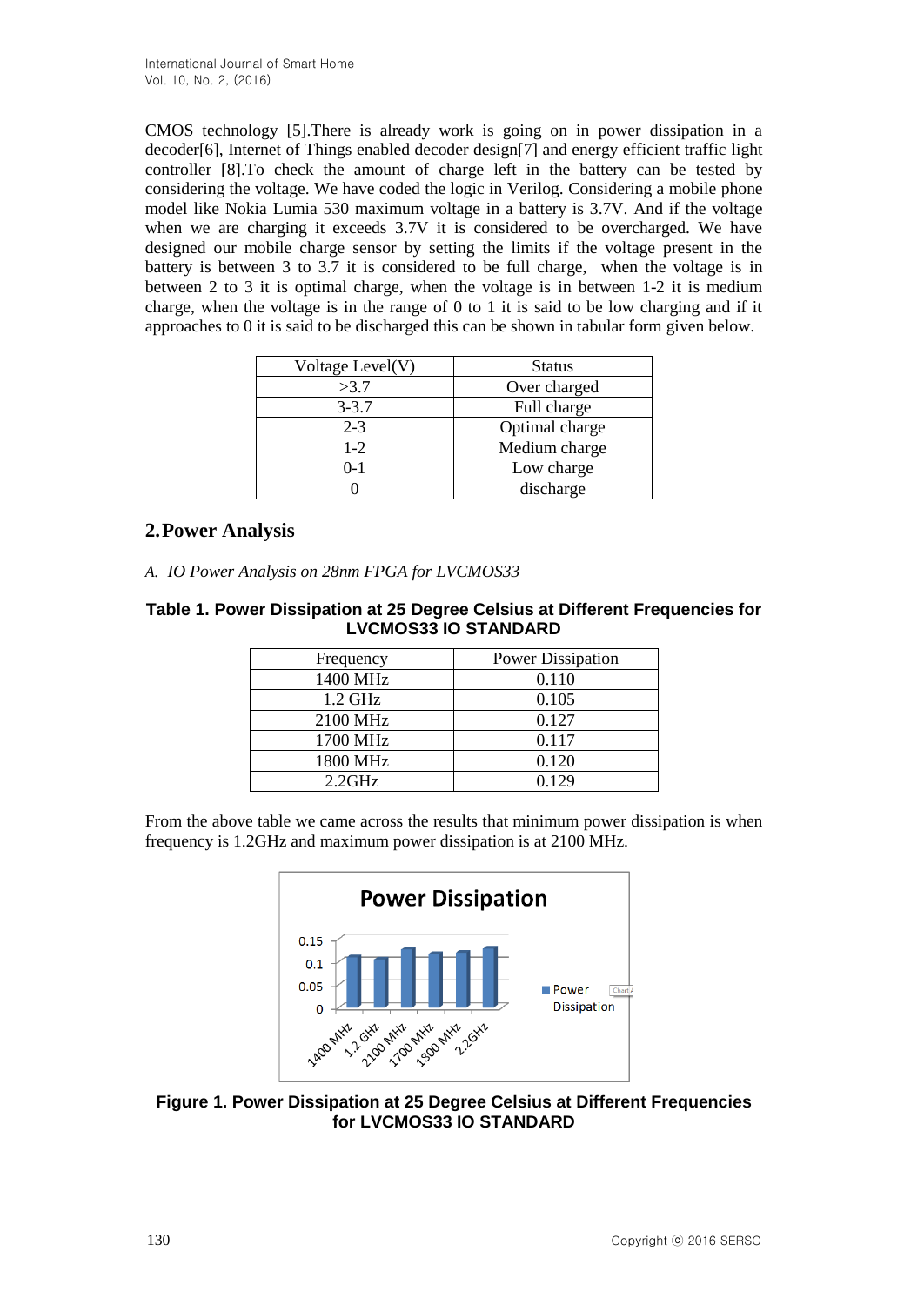CMOS technology [5].There is already work is going on in power dissipation in a decoder[6], Internet of Things enabled decoder design[7] and energy efficient traffic light controller [8].To check the amount of charge left in the battery can be tested by considering the voltage. We have coded the logic in Verilog. Considering a mobile phone model like Nokia Lumia 530 maximum voltage in a battery is 3.7V. And if the voltage when we are charging it exceeds 3.7V it is considered to be overcharged. We have designed our mobile charge sensor by setting the limits if the voltage present in the battery is between 3 to 3.7 it is considered to be full charge, when the voltage is in between 2 to 3 it is optimal charge, when the voltage is in between 1-2 it is medium charge, when the voltage is in the range of 0 to 1 it is said to be low charging and if it approaches to 0 it is said to be discharged this can be shown in tabular form given below.

| Voltage Level(V) | Status |
| --- | --- |
| >3.7 | Over charged |
| 3-3.7 | Full charge |
| 2-3 | Optimal charge |
| 1-2 | Medium charge |
| 0-1 | Low charge |
| 0 | discharge |

## 2. Power Analysis

*A. IO Power Analysis on 28nm FPGA for LVCMOS33*

**Table 1. Power Dissipation at 25 Degree Celsius at Different Frequencies for LVCMOS33 IO STANDARD**

| Frequency | Power Dissipation |
| --- | --- |
| 1400 MHz | 0.110 |
| 1.2 GHz | 0.105 |
| 2100 MHz | 0.127 |
| 1700 MHz | 0.117 |
| 1800 MHz | 0.120 |
| 2.2GHz | 0.129 |

From the above table we came across the results that minimum power dissipation is when frequency is 1.2GHz and maximum power dissipation is at 2100 MHz.

**Figure 1. Power Dissipation at 25 Degree Celsius at Different Frequencies for LVCMOS33 IO STANDARD**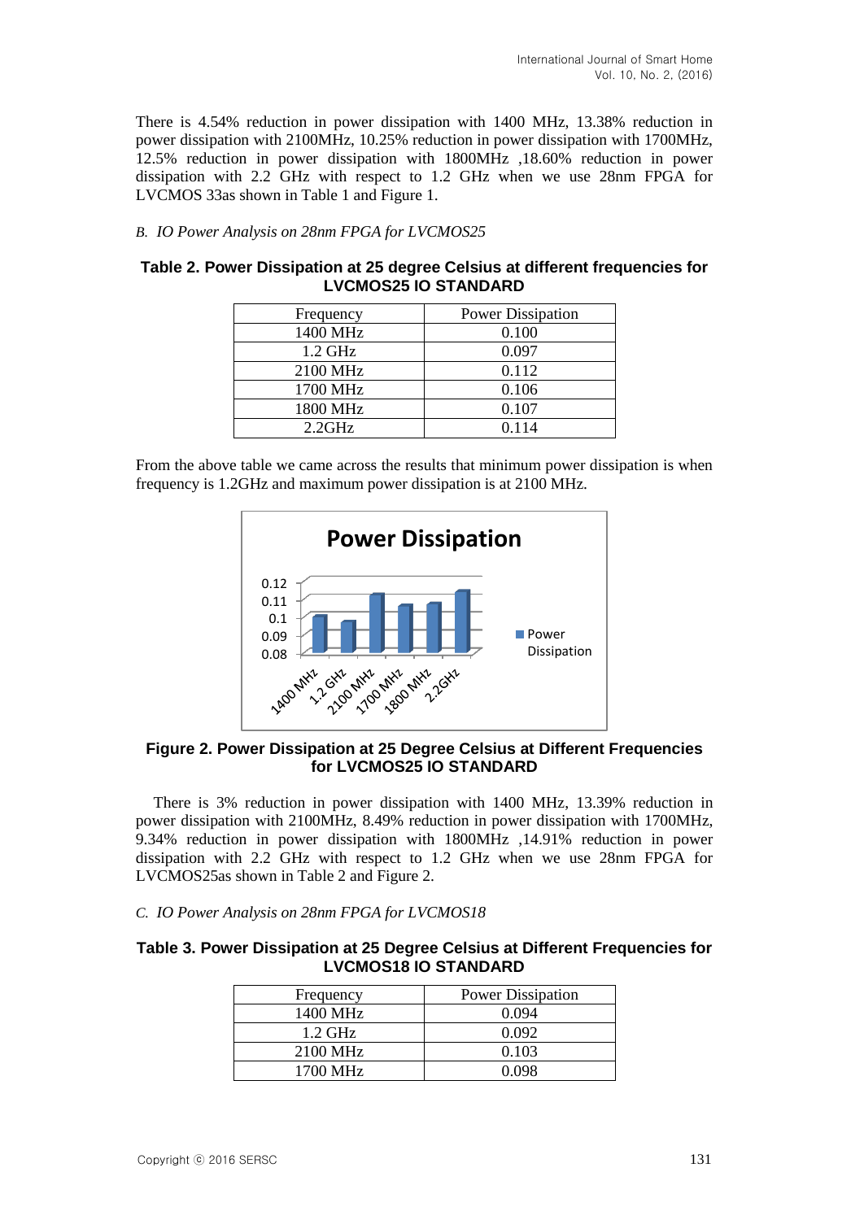There is 4.54% reduction in power dissipation with 1400 MHz, 13.38% reduction in power dissipation with 2100MHz, 10.25% reduction in power dissipation with 1700MHz, 12.5% reduction in power dissipation with 1800MHz ,18.60% reduction in power dissipation with 2.2 GHz with respect to 1.2 GHz when we use 28nm FPGA for LVCMOS 33as shown in Table 1 and Figure 1.

*B. IO Power Analysis on 28nm FPGA for LVCMOS25*

**Table 2. Power Dissipation at 25 degree Celsius at different frequencies for LVCMOS25 IO STANDARD**

| Frequency | Power Dissipation |
|---|---|
| 1400 MHz | 0.100 |
| 1.2 GHz | 0.097 |
| 2100 MHz | 0.112 |
| 1700 MHz | 0.106 |
| 1800 MHz | 0.107 |
| 2.2GHz | 0.114 |

From the above table we came across the results that minimum power dissipation is when frequency is 1.2GHz and maximum power dissipation is at 2100 MHz.

**Figure 2. Power Dissipation at 25 Degree Celsius at Different Frequencies for LVCMOS25 IO STANDARD**

There is 3% reduction in power dissipation with 1400 MHz, 13.39% reduction in power dissipation with 2100MHz, 8.49% reduction in power dissipation with 1700MHz, 9.34% reduction in power dissipation with 1800MHz ,14.91% reduction in power dissipation with 2.2 GHz with respect to 1.2 GHz when we use 28nm FPGA for LVCMOS25as shown in Table 2 and Figure 2.

*C. IO Power Analysis on 28nm FPGA for LVCMOS18*

**Table 3. Power Dissipation at 25 Degree Celsius at Different Frequencies for LVCMOS18 IO STANDARD**

| Frequency | Power Dissipation |
|---|---|
| 1400 MHz | 0.094 |
| 1.2 GHz | 0.092 |
| 2100 MHz | 0.103 |
| 1700 MHz | 0.098 |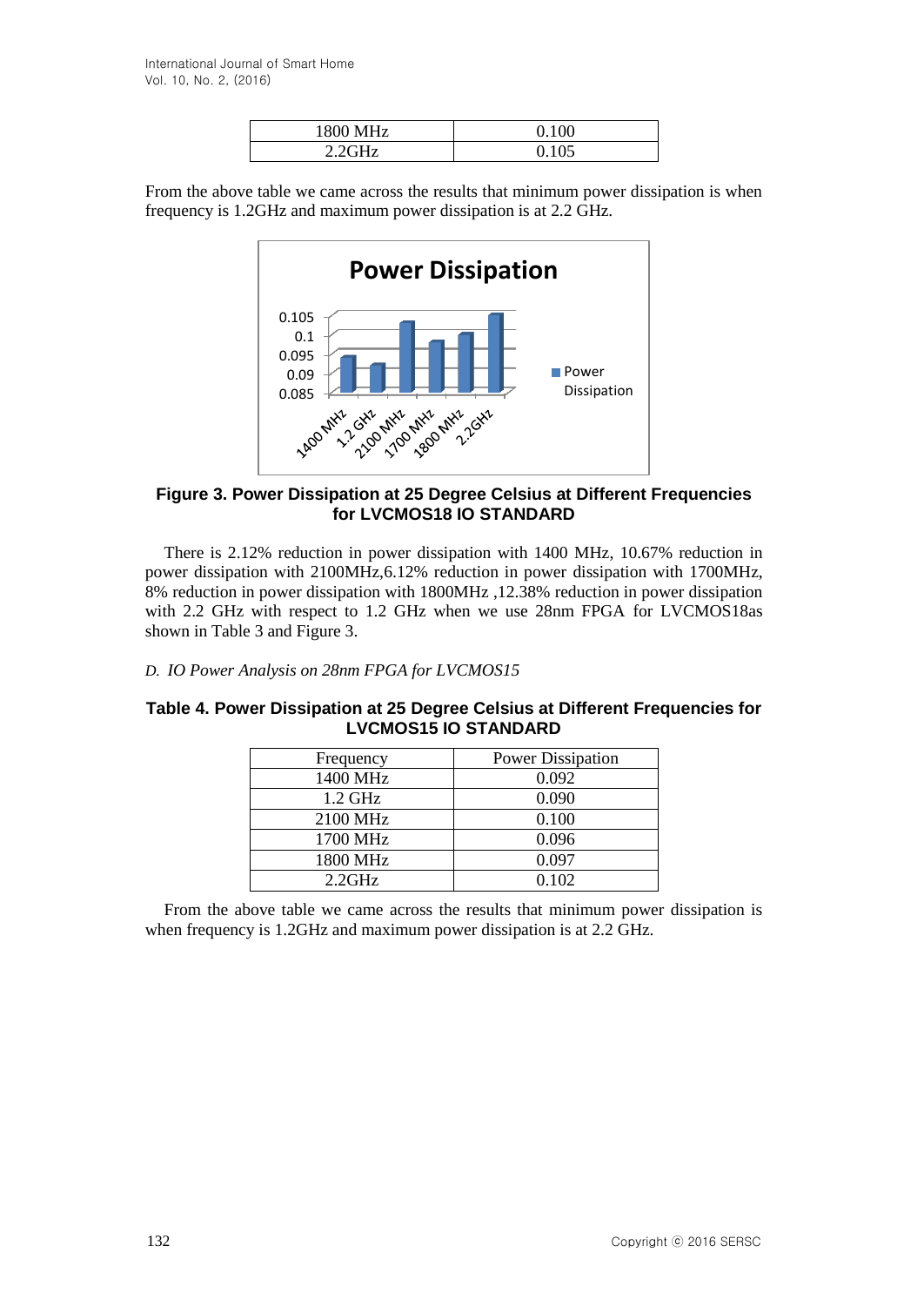| 1800 MHz | 0.100 |
| --- | --- |
| 2.2GHz | 0.105 |

From the above table we came across the results that minimum power dissipation is when frequency is 1.2GHz and maximum power dissipation is at 2.2 GHz.

**Figure 3. Power Dissipation at 25 Degree Celsius at Different Frequencies for LVCMOS18 IO STANDARD**

There is 2.12% reduction in power dissipation with 1400 MHz, 10.67% reduction in power dissipation with 2100MHz,6.12% reduction in power dissipation with 1700MHz, 8% reduction in power dissipation with 1800MHz ,12.38% reduction in power dissipation with 2.2 GHz with respect to 1.2 GHz when we use 28nm FPGA for LVCMOS18as shown in Table 3 and Figure 3.

### *D. IO Power Analysis on 28nm FPGA for LVCMOS15*

**Table 4. Power Dissipation at 25 Degree Celsius at Different Frequencies for LVCMOS15 IO STANDARD**

| Frequency | Power Dissipation |
| --- | --- |
| 1400 MHz | 0.092 |
| 1.2 GHz | 0.090 |
| 2100 MHz | 0.100 |
| 1700 MHz | 0.096 |
| 1800 MHz | 0.097 |
| 2.2GHz | 0.102 |

From the above table we came across the results that minimum power dissipation is when frequency is 1.2GHz and maximum power dissipation is at 2.2 GHz.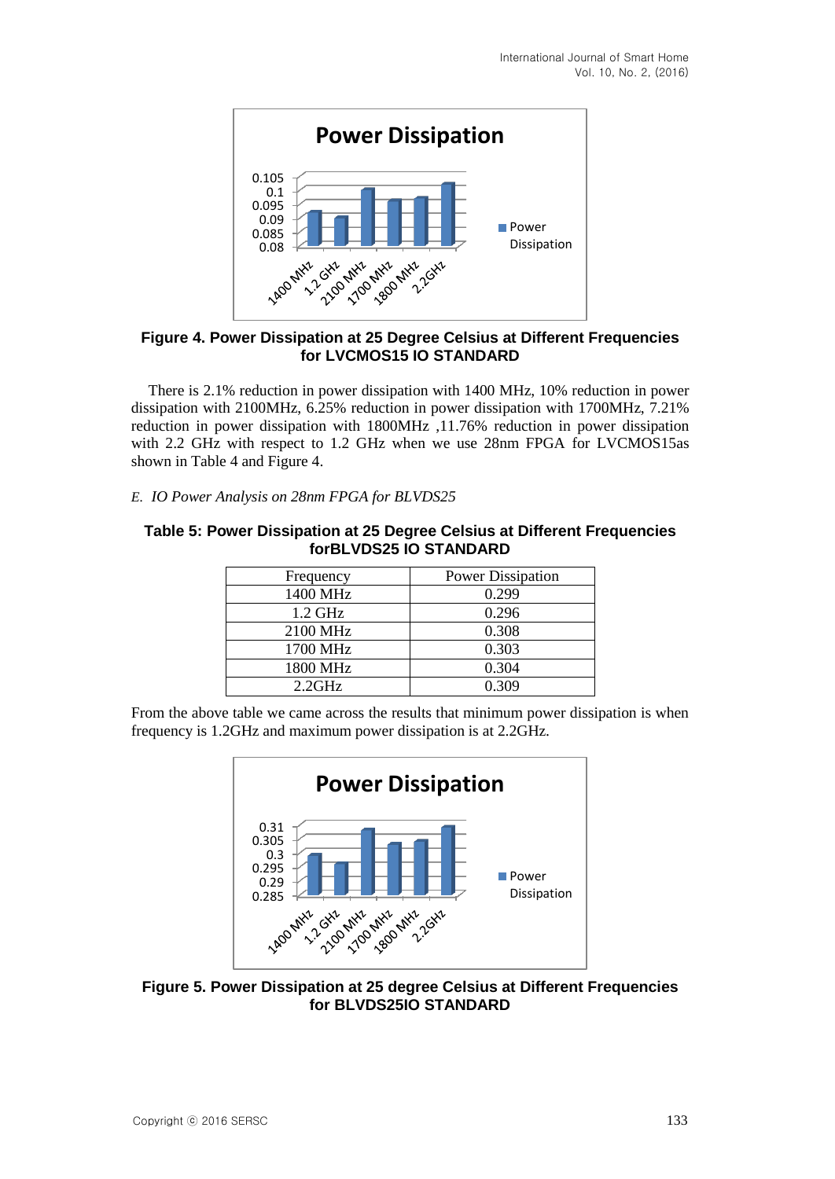**Figure 4. Power Dissipation at 25 Degree Celsius at Different Frequencies for LVCMOS15 IO STANDARD**

There is 2.1% reduction in power dissipation with 1400 MHz, 10% reduction in power dissipation with 2100MHz, 6.25% reduction in power dissipation with 1700MHz, 7.21% reduction in power dissipation with 1800MHz ,11.76% reduction in power dissipation with 2.2 GHz with respect to 1.2 GHz when we use 28nm FPGA for LVCMOS15as shown in Table 4 and Figure 4.

*E. IO Power Analysis on 28nm FPGA for BLVDS25*

**Table 5: Power Dissipation at 25 Degree Celsius at Different Frequencies forBLVDS25 IO STANDARD**

| Frequency | Power Dissipation |
|---|---|
| 1400 MHz | 0.299 |
| 1.2 GHz | 0.296 |
| 2100 MHz | 0.308 |
| 1700 MHz | 0.303 |
| 1800 MHz | 0.304 |
| 2.2GHz | 0.309 |

From the above table we came across the results that minimum power dissipation is when frequency is 1.2GHz and maximum power dissipation is at 2.2GHz.

**Figure 5. Power Dissipation at 25 degree Celsius at Different Frequencies for BLVDS25IO STANDARD**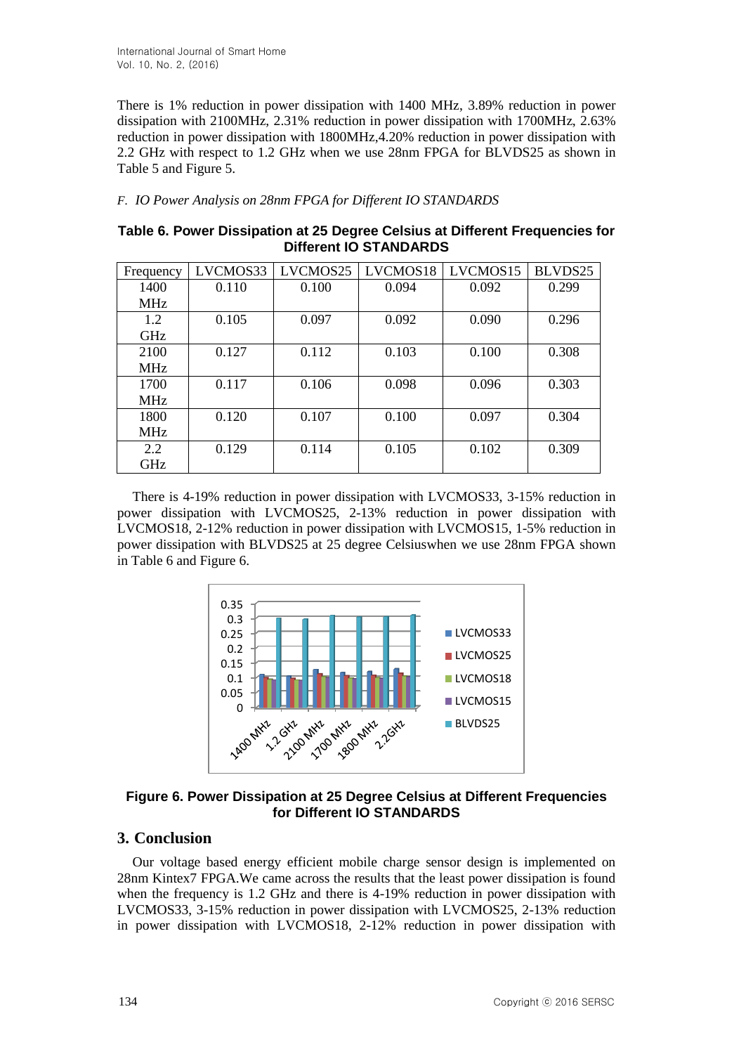There is 1% reduction in power dissipation with 1400 MHz, 3.89% reduction in power dissipation with 2100MHz, 2.31% reduction in power dissipation with 1700MHz, 2.63% reduction in power dissipation with 1800MHz,4.20% reduction in power dissipation with 2.2 GHz with respect to 1.2 GHz when we use 28nm FPGA for BLVDS25 as shown in Table 5 and Figure 5.

### *F. IO Power Analysis on 28nm FPGA for Different IO STANDARDS*

**Table 6. Power Dissipation at 25 Degree Celsius at Different Frequencies for Different IO STANDARDS**

| Frequency | LVCMOS33 | LVCMOS25 | LVCMOS18 | LVCMOS15 | BLVDS25 |
|---|---|---|---|---|---|
| 1400 MHz | 0.110 | 0.100 | 0.094 | 0.092 | 0.299 |
| 1.2 GHz | 0.105 | 0.097 | 0.092 | 0.090 | 0.296 |
| 2100 MHz | 0.127 | 0.112 | 0.103 | 0.100 | 0.308 |
| 1700 MHz | 0.117 | 0.106 | 0.098 | 0.096 | 0.303 |
| 1800 MHz | 0.120 | 0.107 | 0.100 | 0.097 | 0.304 |
| 2.2 GHz | 0.129 | 0.114 | 0.105 | 0.102 | 0.309 |

There is 4-19% reduction in power dissipation with LVCMOS33, 3-15% reduction in power dissipation with LVCMOS25, 2-13% reduction in power dissipation with LVCMOS18, 2-12% reduction in power dissipation with LVCMOS15, 1-5% reduction in power dissipation with BLVDS25 at 25 degree Celsiuswhen we use 28nm FPGA shown in Table 6 and Figure 6.

**Figure 6. Power Dissipation at 25 Degree Celsius at Different Frequencies for Different IO STANDARDS**

## 3. Conclusion

Our voltage based energy efficient mobile charge sensor design is implemented on 28nm Kintex7 FPGA.We came across the results that the least power dissipation is found when the frequency is 1.2 GHz and there is 4-19% reduction in power dissipation with LVCMOS33, 3-15% reduction in power dissipation with LVCMOS25, 2-13% reduction in power dissipation with LVCMOS18, 2-12% reduction in power dissipation with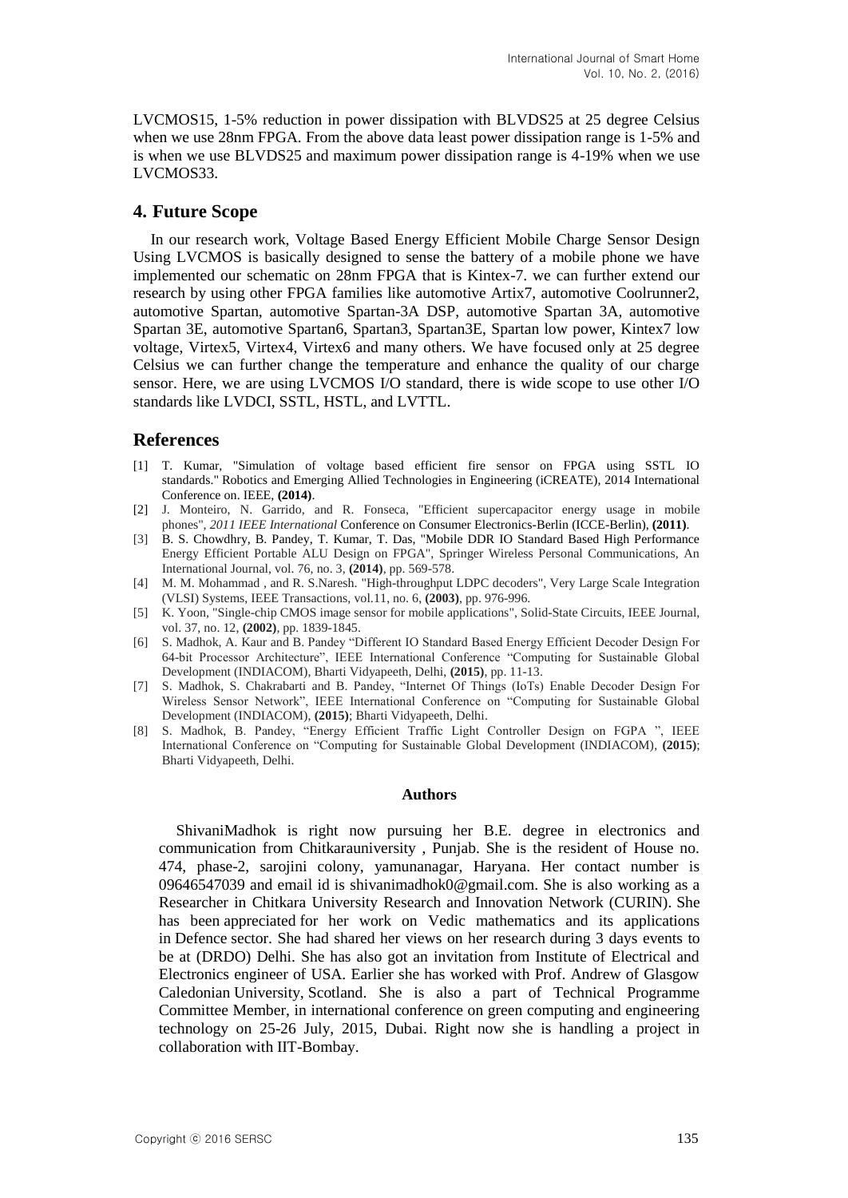LVCMOS15, 1-5% reduction in power dissipation with BLVDS25 at 25 degree Celsius when we use 28nm FPGA. From the above data least power dissipation range is 1-5% and is when we use BLVDS25 and maximum power dissipation range is 4-19% when we use LVCMOS33.

## 4. Future Scope

In our research work, Voltage Based Energy Efficient Mobile Charge Sensor Design Using LVCMOS is basically designed to sense the battery of a mobile phone we have implemented our schematic on 28nm FPGA that is Kintex-7. we can further extend our research by using other FPGA families like automotive Artix7, automotive Coolrunner2, automotive Spartan, automotive Spartan-3A DSP, automotive Spartan 3A, automotive Spartan 3E, automotive Spartan6, Spartan3, Spartan3E, Spartan low power, Kintex7 low voltage, Virtex5, Virtex4, Virtex6 and many others. We have focused only at 25 degree Celsius we can further change the temperature and enhance the quality of our charge sensor. Here, we are using LVCMOS I/O standard, there is wide scope to use other I/O standards like LVDCI, SSTL, HSTL, and LVTTL.

## References

[1] T. Kumar, "Simulation of voltage based efficient fire sensor on FPGA using SSTL IO standards." Robotics and Emerging Allied Technologies in Engineering (iCREATE), 2014 International Conference on. IEEE, **(2014)**.

[2] J. Monteiro, N. Garrido, and R. Fonseca, "Efficient supercapacitor energy usage in mobile phones", *2011 IEEE International* Conference on Consumer Electronics-Berlin (ICCE-Berlin), **(2011)**.

[3] B. S. Chowdhry, B. Pandey, T. Kumar, T. Das, "Mobile DDR IO Standard Based High Performance Energy Efficient Portable ALU Design on FPGA", Springer Wireless Personal Communications, An International Journal, vol. 76, no. 3, **(2014)**, pp. 569-578.

[4] M. M. Mohammad , and R. S.Naresh. "High-throughput LDPC decoders", Very Large Scale Integration (VLSI) Systems, IEEE Transactions, vol.11, no. 6, **(2003)**, pp. 976-996.

[5] K. Yoon, "Single-chip CMOS image sensor for mobile applications", Solid-State Circuits, IEEE Journal, vol. 37, no. 12, **(2002)**, pp. 1839-1845.

[6] S. Madhok, A. Kaur and B. Pandey "Different IO Standard Based Energy Efficient Decoder Design For 64-bit Processor Architecture", IEEE International Conference "Computing for Sustainable Global Development (INDIACOM), Bharti Vidyapeeth, Delhi, **(2015)**, pp. 11-13.

[7] S. Madhok, S. Chakrabarti and B. Pandey, "Internet Of Things (IoTs) Enable Decoder Design For Wireless Sensor Network", IEEE International Conference on "Computing for Sustainable Global Development (INDIACOM), **(2015)**; Bharti Vidyapeeth, Delhi.

[8] S. Madhok, B. Pandey, "Energy Efficient Traffic Light Controller Design on FGPA ", IEEE International Conference on "Computing for Sustainable Global Development (INDIACOM), **(2015)**; Bharti Vidyapeeth, Delhi.

### Authors

ShivaniMadhok is right now pursuing her B.E. degree in electronics and communication from Chitkarauniversity , Punjab. She is the resident of House no. 474, phase-2, sarojini colony, yamunanagar, Haryana. Her contact number is 09646547039 and email id is shivanimadhok0@gmail.com. She is also working as a Researcher in Chitkara University Research and Innovation Network (CURIN). She has been appreciated for her work on Vedic mathematics and its applications in Defence sector. She had shared her views on her research during 3 days events to be at (DRDO) Delhi. She has also got an invitation from Institute of Electrical and Electronics engineer of USA. Earlier she has worked with Prof. Andrew of Glasgow Caledonian University, Scotland. She is also a part of Technical Programme Committee Member, in international conference on green computing and engineering technology on 25-26 July, 2015, Dubai. Right now she is handling a project in collaboration with IIT-Bombay.